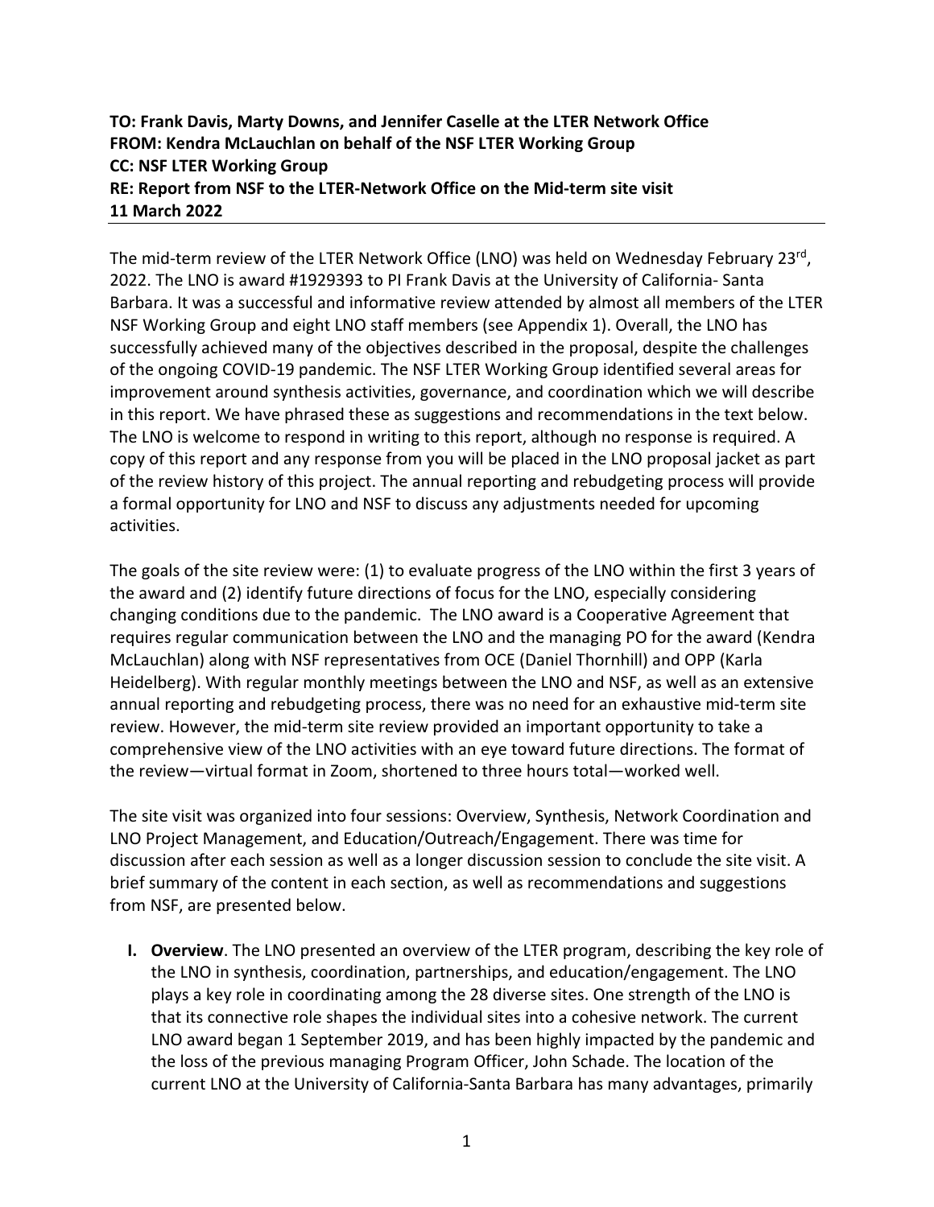**TO: Frank Davis, Marty Downs, and Jennifer Caselle at the LTER Network Office**
**FROM: Kendra McLauchlan on behalf of the NSF LTER Working Group**
**CC: NSF LTER Working Group**
**RE: Report from NSF to the LTER-Network Office on the Mid-term site visit**
**11 March 2022**

---

The mid-term review of the LTER Network Office (LNO) was held on Wednesday February 23rd, 2022. The LNO is award #1929393 to PI Frank Davis at the University of California- Santa Barbara. It was a successful and informative review attended by almost all members of the LTER NSF Working Group and eight LNO staff members (see Appendix 1). Overall, the LNO has successfully achieved many of the objectives described in the proposal, despite the challenges of the ongoing COVID-19 pandemic. The NSF LTER Working Group identified several areas for improvement around synthesis activities, governance, and coordination which we will describe in this report. We have phrased these as suggestions and recommendations in the text below. The LNO is welcome to respond in writing to this report, although no response is required. A copy of this report and any response from you will be placed in the LNO proposal jacket as part of the review history of this project. The annual reporting and rebudgeting process will provide a formal opportunity for LNO and NSF to discuss any adjustments needed for upcoming activities.

The goals of the site review were: (1) to evaluate progress of the LNO within the first 3 years of the award and (2) identify future directions of focus for the LNO, especially considering changing conditions due to the pandemic. The LNO award is a Cooperative Agreement that requires regular communication between the LNO and the managing PO for the award (Kendra McLauchlan) along with NSF representatives from OCE (Daniel Thornhill) and OPP (Karla Heidelberg). With regular monthly meetings between the LNO and NSF, as well as an extensive annual reporting and rebudgeting process, there was no need for an exhaustive mid-term site review. However, the mid-term site review provided an important opportunity to take a comprehensive view of the LNO activities with an eye toward future directions. The format of the review—virtual format in Zoom, shortened to three hours total—worked well.

The site visit was organized into four sessions: Overview, Synthesis, Network Coordination and LNO Project Management, and Education/Outreach/Engagement. There was time for discussion after each session as well as a longer discussion session to conclude the site visit. A brief summary of the content in each section, as well as recommendations and suggestions from NSF, are presented below.

I. **Overview**. The LNO presented an overview of the LTER program, describing the key role of the LNO in synthesis, coordination, partnerships, and education/engagement. The LNO plays a key role in coordinating among the 28 diverse sites. One strength of the LNO is that its connective role shapes the individual sites into a cohesive network. The current LNO award began 1 September 2019, and has been highly impacted by the pandemic and the loss of the previous managing Program Officer, John Schade. The location of the current LNO at the University of California-Santa Barbara has many advantages, primarily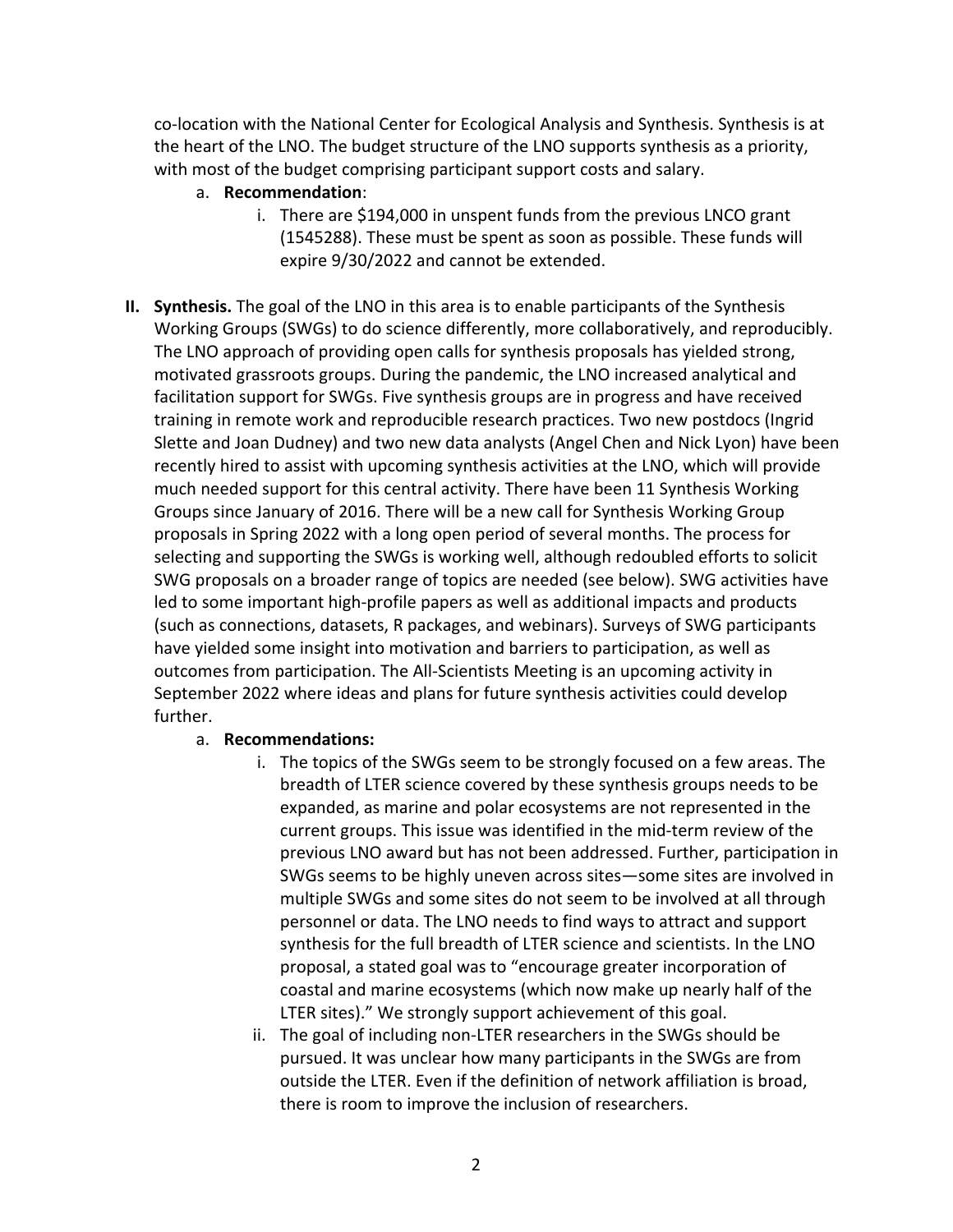co-location with the National Center for Ecological Analysis and Synthesis. Synthesis is at the heart of the LNO. The budget structure of the LNO supports synthesis as a priority, with most of the budget comprising participant support costs and salary.

   a. **Recommendation**:
      i. There are $194,000 in unspent funds from the previous LNCO grant (1545288). These must be spent as soon as possible. These funds will expire 9/30/2022 and cannot be extended.

**II. Synthesis.** The goal of the LNO in this area is to enable participants of the Synthesis Working Groups (SWGs) to do science differently, more collaboratively, and reproducibly. The LNO approach of providing open calls for synthesis proposals has yielded strong, motivated grassroots groups. During the pandemic, the LNO increased analytical and facilitation support for SWGs. Five synthesis groups are in progress and have received training in remote work and reproducible research practices. Two new postdocs (Ingrid Slette and Joan Dudney) and two new data analysts (Angel Chen and Nick Lyon) have been recently hired to assist with upcoming synthesis activities at the LNO, which will provide much needed support for this central activity. There have been 11 Synthesis Working Groups since January of 2016. There will be a new call for Synthesis Working Group proposals in Spring 2022 with a long open period of several months. The process for selecting and supporting the SWGs is working well, although redoubled efforts to solicit SWG proposals on a broader range of topics are needed (see below). SWG activities have led to some important high-profile papers as well as additional impacts and products (such as connections, datasets, R packages, and webinars). Surveys of SWG participants have yielded some insight into motivation and barriers to participation, as well as outcomes from participation. The All-Scientists Meeting is an upcoming activity in September 2022 where ideas and plans for future synthesis activities could develop further.

   a. **Recommendations:**
      i. The topics of the SWGs seem to be strongly focused on a few areas. The breadth of LTER science covered by these synthesis groups needs to be expanded, as marine and polar ecosystems are not represented in the current groups. This issue was identified in the mid-term review of the previous LNO award but has not been addressed. Further, participation in SWGs seems to be highly uneven across sites—some sites are involved in multiple SWGs and some sites do not seem to be involved at all through personnel or data. The LNO needs to find ways to attract and support synthesis for the full breadth of LTER science and scientists. In the LNO proposal, a stated goal was to "encourage greater incorporation of coastal and marine ecosystems (which now make up nearly half of the LTER sites)." We strongly support achievement of this goal.
      ii. The goal of including non-LTER researchers in the SWGs should be pursued. It was unclear how many participants in the SWGs are from outside the LTER. Even if the definition of network affiliation is broad, there is room to improve the inclusion of researchers.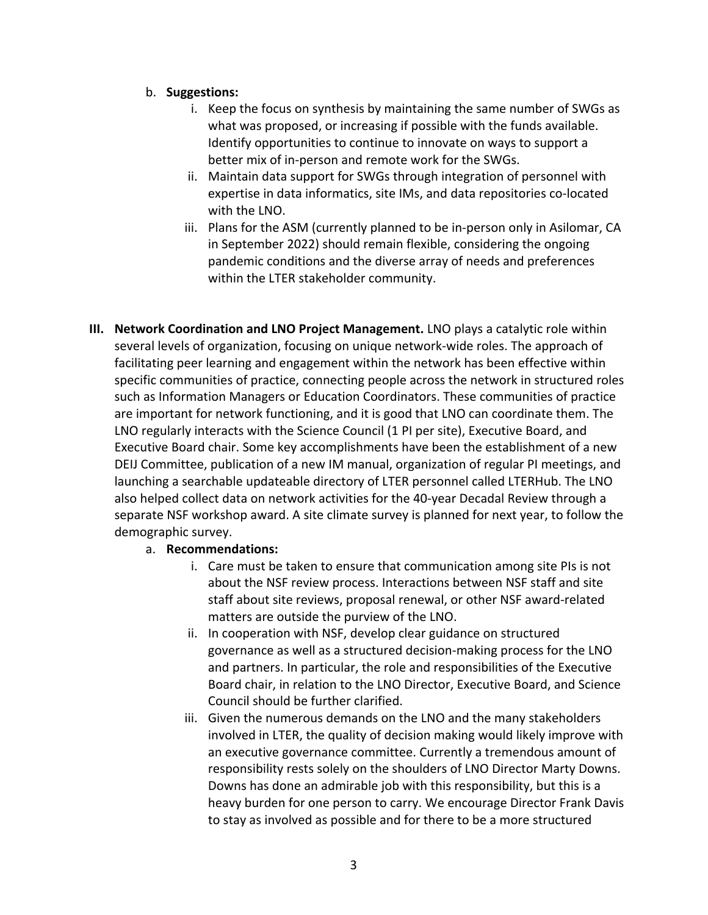b. **Suggestions:**

   i. Keep the focus on synthesis by maintaining the same number of SWGs as what was proposed, or increasing if possible with the funds available. Identify opportunities to continue to innovate on ways to support a better mix of in-person and remote work for the SWGs.

   ii. Maintain data support for SWGs through integration of personnel with expertise in data informatics, site IMs, and data repositories co-located with the LNO.

   iii. Plans for the ASM (currently planned to be in-person only in Asilomar, CA in September 2022) should remain flexible, considering the ongoing pandemic conditions and the diverse array of needs and preferences within the LTER stakeholder community.

**III. Network Coordination and LNO Project Management.** LNO plays a catalytic role within several levels of organization, focusing on unique network-wide roles. The approach of facilitating peer learning and engagement within the network has been effective within specific communities of practice, connecting people across the network in structured roles such as Information Managers or Education Coordinators. These communities of practice are important for network functioning, and it is good that LNO can coordinate them. The LNO regularly interacts with the Science Council (1 PI per site), Executive Board, and Executive Board chair. Some key accomplishments have been the establishment of a new DEIJ Committee, publication of a new IM manual, organization of regular PI meetings, and launching a searchable updateable directory of LTER personnel called LTERHub. The LNO also helped collect data on network activities for the 40-year Decadal Review through a separate NSF workshop award. A site climate survey is planned for next year, to follow the demographic survey.

a. **Recommendations:**

   i. Care must be taken to ensure that communication among site PIs is not about the NSF review process. Interactions between NSF staff and site staff about site reviews, proposal renewal, or other NSF award-related matters are outside the purview of the LNO.

   ii. In cooperation with NSF, develop clear guidance on structured governance as well as a structured decision-making process for the LNO and partners. In particular, the role and responsibilities of the Executive Board chair, in relation to the LNO Director, Executive Board, and Science Council should be further clarified.

   iii. Given the numerous demands on the LNO and the many stakeholders involved in LTER, the quality of decision making would likely improve with an executive governance committee. Currently a tremendous amount of responsibility rests solely on the shoulders of LNO Director Marty Downs. Downs has done an admirable job with this responsibility, but this is a heavy burden for one person to carry. We encourage Director Frank Davis to stay as involved as possible and for there to be a more structured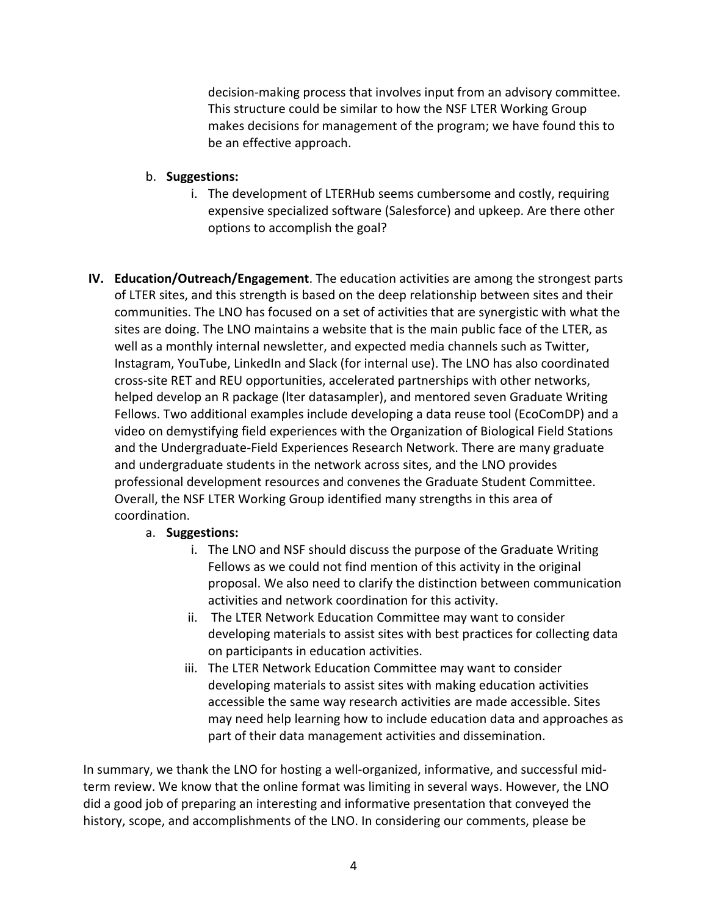decision-making process that involves input from an advisory committee. This structure could be similar to how the NSF LTER Working Group makes decisions for management of the program; we have found this to be an effective approach.

b. **Suggestions:**
    i. The development of LTERHub seems cumbersome and costly, requiring expensive specialized software (Salesforce) and upkeep. Are there other options to accomplish the goal?

IV. **Education/Outreach/Engagement**. The education activities are among the strongest parts of LTER sites, and this strength is based on the deep relationship between sites and their communities. The LNO has focused on a set of activities that are synergistic with what the sites are doing. The LNO maintains a website that is the main public face of the LTER, as well as a monthly internal newsletter, and expected media channels such as Twitter, Instagram, YouTube, LinkedIn and Slack (for internal use). The LNO has also coordinated cross-site RET and REU opportunities, accelerated partnerships with other networks, helped develop an R package (lter datasampler), and mentored seven Graduate Writing Fellows. Two additional examples include developing a data reuse tool (EcoComDP) and a video on demystifying field experiences with the Organization of Biological Field Stations and the Undergraduate-Field Experiences Research Network. There are many graduate and undergraduate students in the network across sites, and the LNO provides professional development resources and convenes the Graduate Student Committee. Overall, the NSF LTER Working Group identified many strengths in this area of coordination.

a. **Suggestions:**
    i. The LNO and NSF should discuss the purpose of the Graduate Writing Fellows as we could not find mention of this activity in the original proposal. We also need to clarify the distinction between communication activities and network coordination for this activity.
    ii. The LTER Network Education Committee may want to consider developing materials to assist sites with best practices for collecting data on participants in education activities.
    iii. The LTER Network Education Committee may want to consider developing materials to assist sites with making education activities accessible the same way research activities are made accessible. Sites may need help learning how to include education data and approaches as part of their data management activities and dissemination.

In summary, we thank the LNO for hosting a well-organized, informative, and successful mid-term review. We know that the online format was limiting in several ways. However, the LNO did a good job of preparing an interesting and informative presentation that conveyed the history, scope, and accomplishments of the LNO. In considering our comments, please be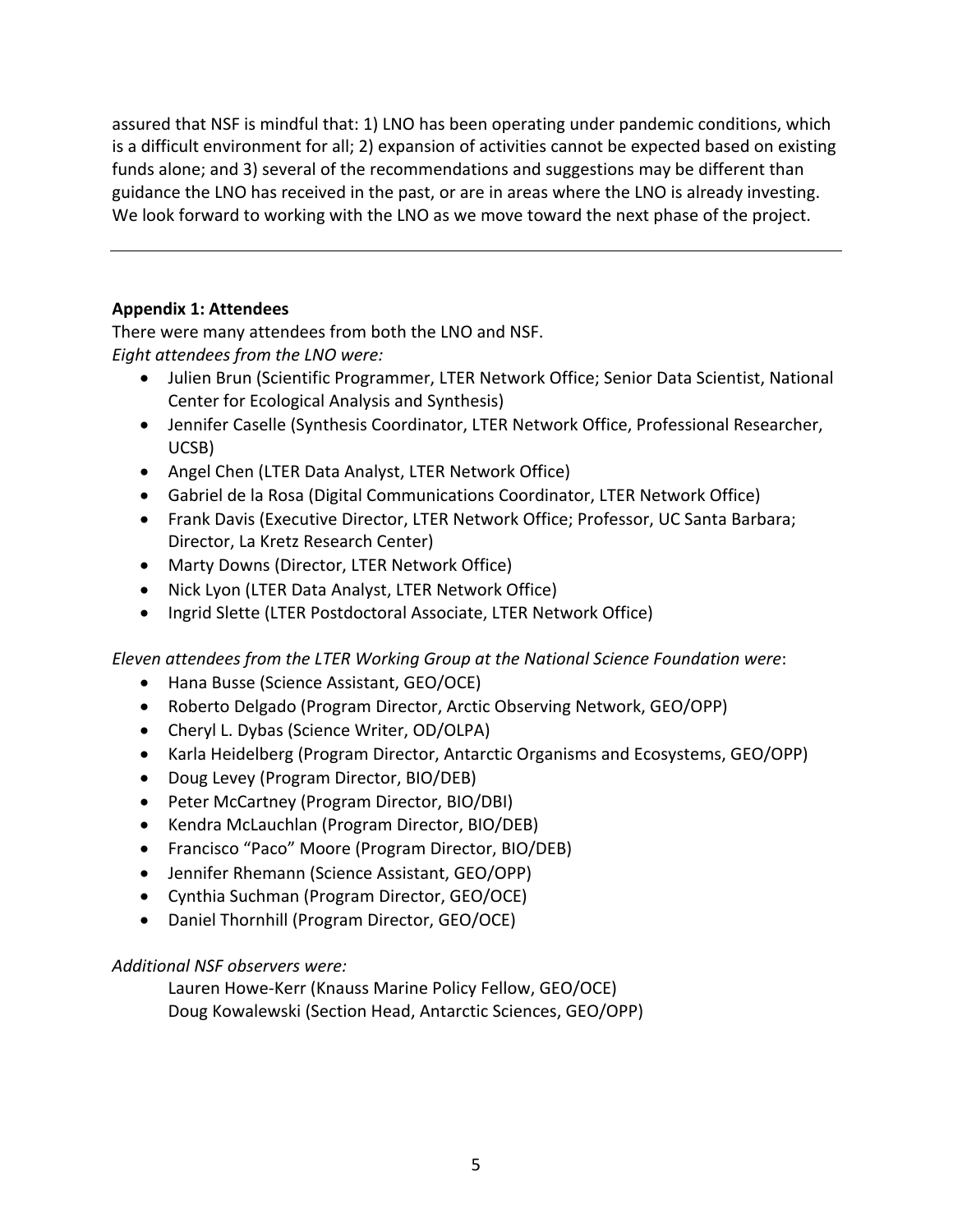assured that NSF is mindful that: 1) LNO has been operating under pandemic conditions, which is a difficult environment for all; 2) expansion of activities cannot be expected based on existing funds alone; and 3) several of the recommendations and suggestions may be different than guidance the LNO has received in the past, or are in areas where the LNO is already investing. We look forward to working with the LNO as we move toward the next phase of the project.

---

**Appendix 1: Attendees**

There were many attendees from both the LNO and NSF.

*Eight attendees from the LNO were:*

- Julien Brun (Scientific Programmer, LTER Network Office; Senior Data Scientist, National Center for Ecological Analysis and Synthesis)
- Jennifer Caselle (Synthesis Coordinator, LTER Network Office, Professional Researcher, UCSB)
- Angel Chen (LTER Data Analyst, LTER Network Office)
- Gabriel de la Rosa (Digital Communications Coordinator, LTER Network Office)
- Frank Davis (Executive Director, LTER Network Office; Professor, UC Santa Barbara; Director, La Kretz Research Center)
- Marty Downs (Director, LTER Network Office)
- Nick Lyon (LTER Data Analyst, LTER Network Office)
- Ingrid Slette (LTER Postdoctoral Associate, LTER Network Office)

*Eleven attendees from the LTER Working Group at the National Science Foundation were*:

- Hana Busse (Science Assistant, GEO/OCE)
- Roberto Delgado (Program Director, Arctic Observing Network, GEO/OPP)
- Cheryl L. Dybas (Science Writer, OD/OLPA)
- Karla Heidelberg (Program Director, Antarctic Organisms and Ecosystems, GEO/OPP)
- Doug Levey (Program Director, BIO/DEB)
- Peter McCartney (Program Director, BIO/DBI)
- Kendra McLauchlan (Program Director, BIO/DEB)
- Francisco "Paco" Moore (Program Director, BIO/DEB)
- Jennifer Rhemann (Science Assistant, GEO/OPP)
- Cynthia Suchman (Program Director, GEO/OCE)
- Daniel Thornhill (Program Director, GEO/OCE)

*Additional NSF observers were:*

Lauren Howe-Kerr (Knauss Marine Policy Fellow, GEO/OCE)
Doug Kowalewski (Section Head, Antarctic Sciences, GEO/OPP)